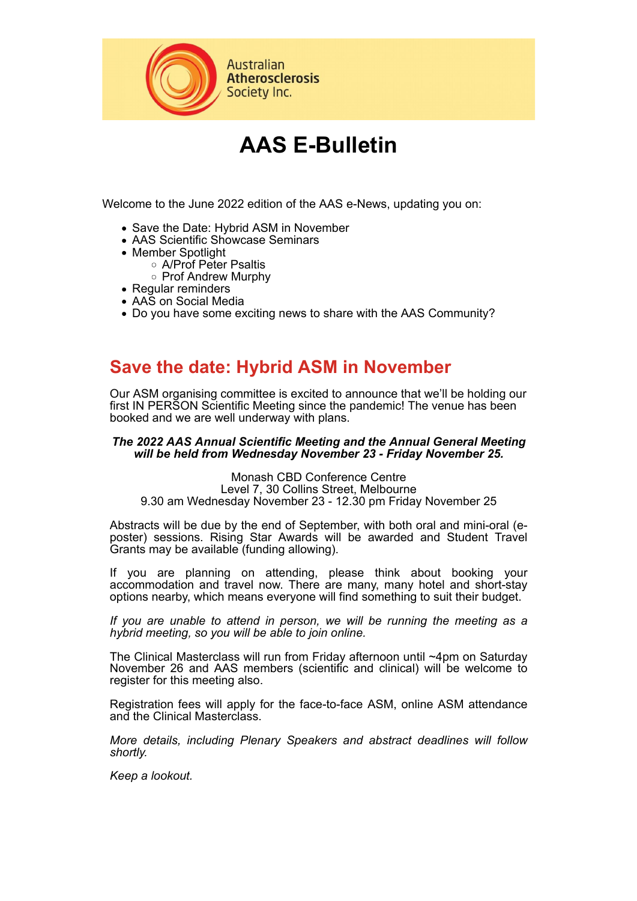Australian Atherosclerosis Society Inc.

# AAS E-Bulletin

Welcome to the June 2022 edition of the AAS e-News, updating you on:

- Save the Date: Hybrid ASM in November
- AAS Scientific Showcase Seminars
- Member Spotlight
    - A/Prof Peter Psaltis
    - Prof Andrew Murphy
- Regular reminders
- AAS on Social Media
- Do you have some exciting news to share with the AAS Community?

## Save the date: Hybrid ASM in November

Our ASM organising committee is excited to announce that we'll be holding our first IN PERSON Scientific Meeting since the pandemic! The venue has been booked and we are well underway with plans.

***The 2022 AAS Annual Scientific Meeting and the Annual General Meeting will be held from Wednesday November 23 - Friday November 25.***

Monash CBD Conference Centre
Level 7, 30 Collins Street, Melbourne
9.30 am Wednesday November 23 - 12.30 pm Friday November 25

Abstracts will be due by the end of September, with both oral and mini-oral (e-poster) sessions. Rising Star Awards will be awarded and Student Travel Grants may be available (funding allowing).

If you are planning on attending, please think about booking your accommodation and travel now. There are many, many hotel and short-stay options nearby, which means everyone will find something to suit their budget.

*If you are unable to attend in person, we will be running the meeting as a hybrid meeting, so you will be able to join online.*

The Clinical Masterclass will run from Friday afternoon until ~4pm on Saturday November 26 and AAS members (scientific and clinical) will be welcome to register for this meeting also.

Registration fees will apply for the face-to-face ASM, online ASM attendance and the Clinical Masterclass.

*More details, including Plenary Speakers and abstract deadlines will follow shortly.*

*Keep a lookout.*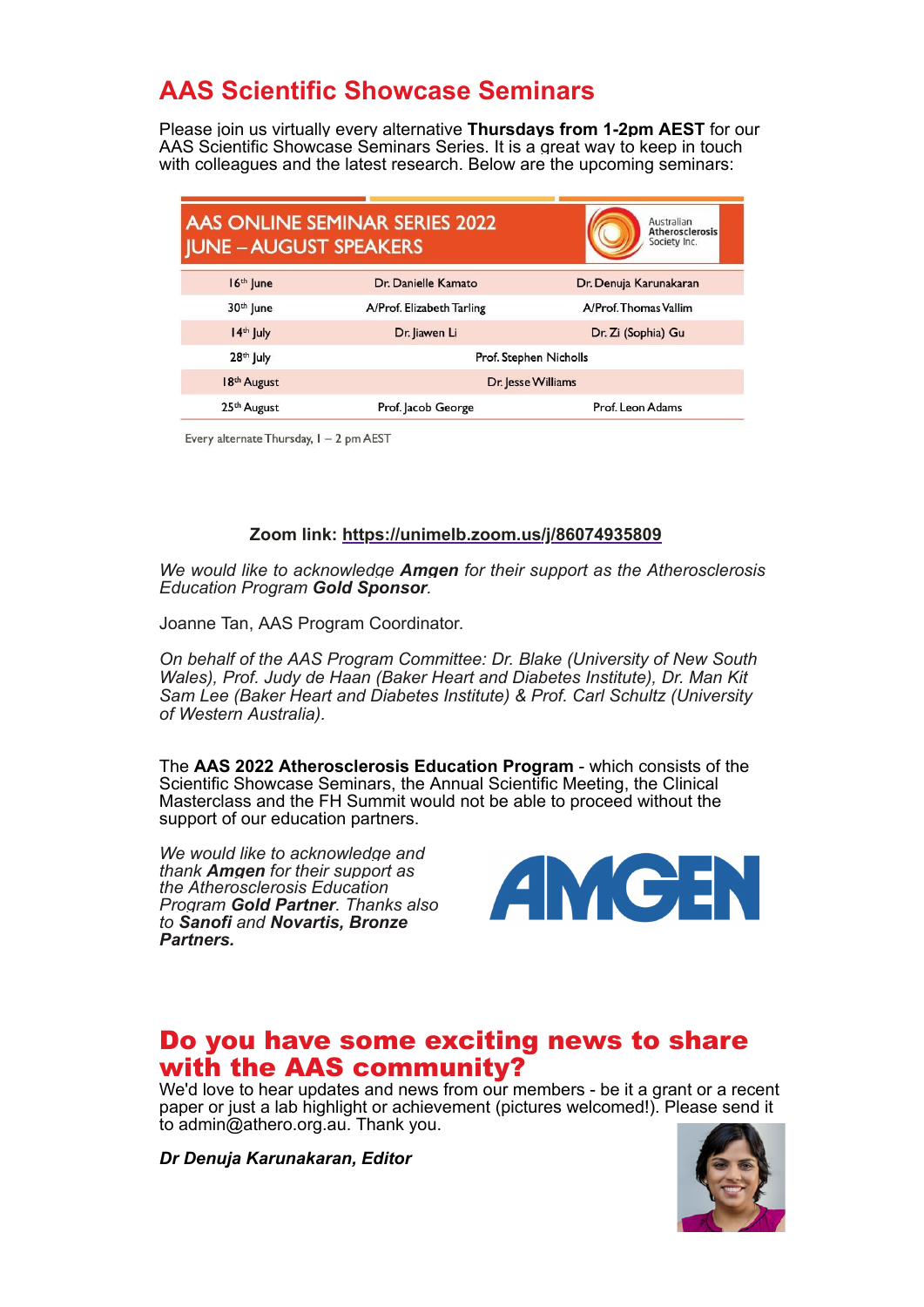# AAS Scientific Showcase Seminars

Please join us virtually every alternative **Thursdays from 1-2pm AEST** for our AAS Scientific Showcase Seminars Series. It is a great way to keep in touch with colleagues and the latest research. Below are the upcoming seminars:

**AAS ONLINE SEMINAR SERIES 2022**
**JUNE – AUGUST SPEAKERS**

Australian Atherosclerosis Society Inc.

| Date | Speaker | Speaker |
| --- | --- | --- |
| 16th June | Dr. Danielle Kamato | Dr. Denuja Karunakaran |
| 30th June | A/Prof. Elizabeth Tarling | A/Prof. Thomas Vallim |
| 14th July | Dr. Jiawen Li | Dr. Zi (Sophia) Gu |
| 28th July | Prof. Stephen Nicholls | |
| 18th August | Dr. Jesse Williams | |
| 25th August | Prof. Jacob George | Prof. Leon Adams |

Every alternate Thursday, 1 – 2 pm AEST

**Zoom link: https://unimelb.zoom.us/j/86074935809**

*We would like to acknowledge **Amgen** for their support as the Atherosclerosis Education Program **Gold Sponsor**.*

Joanne Tan, AAS Program Coordinator.

*On behalf of the AAS Program Committee: Dr. Blake (University of New South Wales), Prof. Judy de Haan (Baker Heart and Diabetes Institute), Dr. Man Kit Sam Lee (Baker Heart and Diabetes Institute) & Prof. Carl Schultz (University of Western Australia).*

The **AAS 2022 Atherosclerosis Education Program** - which consists of the Scientific Showcase Seminars, the Annual Scientific Meeting, the Clinical Masterclass and the FH Summit would not be able to proceed without the support of our education partners.

*We would like to acknowledge and thank **Amgen** for their support as the Atherosclerosis Education Program **Gold Partner**. Thanks also to **Sanofi** and **Novartis, Bronze Partners.***

AMGEN

# Do you have some exciting news to share with the AAS community?

We'd love to hear updates and news from our members - be it a grant or a recent paper or just a lab highlight or achievement (pictures welcomed!). Please send it to admin@athero.org.au. Thank you.

***Dr Denuja Karunakaran, Editor***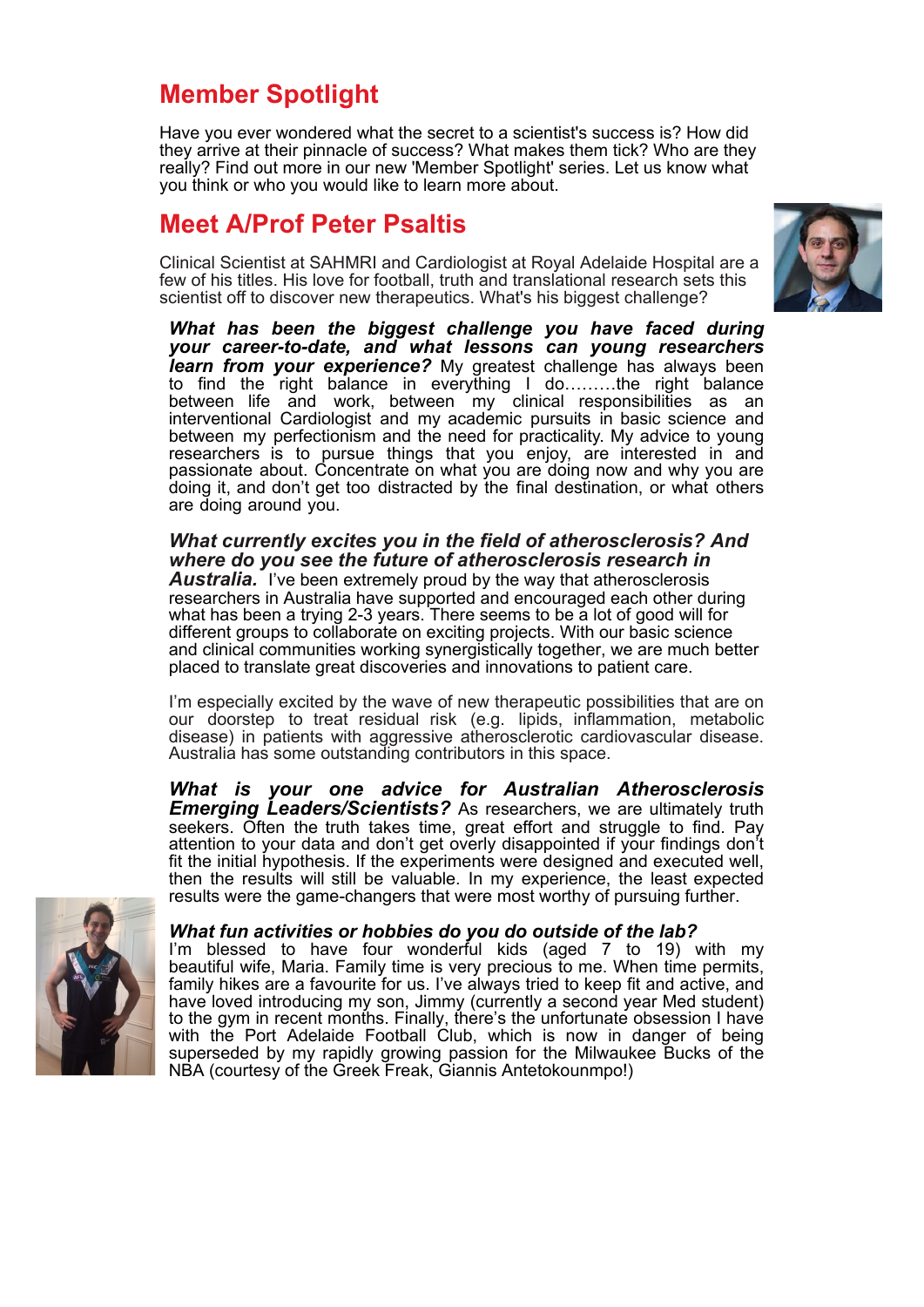# Member Spotlight

Have you ever wondered what the secret to a scientist's success is? How did they arrive at their pinnacle of success? What makes them tick? Who are they really? Find out more in our new 'Member Spotlight' series. Let us know what you think or who you would like to learn more about.

## Meet A/Prof Peter Psaltis

Clinical Scientist at SAHMRI and Cardiologist at Royal Adelaide Hospital are a few of his titles. His love for football, truth and translational research sets this scientist off to discover new therapeutics. What's his biggest challenge?

***What has been the biggest challenge you have faced during your career-to-date, and what lessons can young researchers learn from your experience?*** My greatest challenge has always been to find the right balance in everything I do………the right balance between life and work, between my clinical responsibilities as an interventional Cardiologist and my academic pursuits in basic science and between my perfectionism and the need for practicality. My advice to young researchers is to pursue things that you enjoy, are interested in and passionate about. Concentrate on what you are doing now and why you are doing it, and don't get too distracted by the final destination, or what others are doing around you.

***What currently excites you in the field of atherosclerosis? And where do you see the future of atherosclerosis research in Australia.*** I've been extremely proud by the way that atherosclerosis researchers in Australia have supported and encouraged each other during what has been a trying 2-3 years. There seems to be a lot of good will for different groups to collaborate on exciting projects. With our basic science and clinical communities working synergistically together, we are much better placed to translate great discoveries and innovations to patient care.

I'm especially excited by the wave of new therapeutic possibilities that are on our doorstep to treat residual risk (e.g. lipids, inflammation, metabolic disease) in patients with aggressive atherosclerotic cardiovascular disease. Australia has some outstanding contributors in this space.

***What is your one advice for Australian Atherosclerosis Emerging Leaders/Scientists?*** As researchers, we are ultimately truth seekers. Often the truth takes time, great effort and struggle to find. Pay attention to your data and don't get overly disappointed if your findings don't fit the initial hypothesis. If the experiments were designed and executed well, then the results will still be valuable. In my experience, the least expected results were the game-changers that were most worthy of pursuing further.

***What fun activities or hobbies do you do outside of the lab?*** I'm blessed to have four wonderful kids (aged 7 to 19) with my beautiful wife, Maria. Family time is very precious to me. When time permits, family hikes are a favourite for us. I've always tried to keep fit and active, and have loved introducing my son, Jimmy (currently a second year Med student) to the gym in recent months. Finally, there's the unfortunate obsession I have with the Port Adelaide Football Club, which is now in danger of being superseded by my rapidly growing passion for the Milwaukee Bucks of the NBA (courtesy of the Greek Freak, Giannis Antetokounmpo!)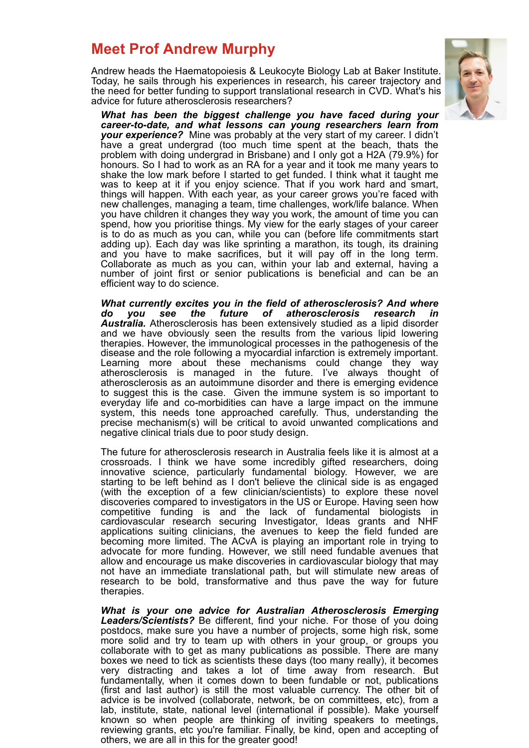# Meet Prof Andrew Murphy

Andrew heads the Haematopoiesis & Leukocyte Biology Lab at Baker Institute. Today, he sails through his experiences in research, his career trajectory and the need for better funding to support translational research in CVD. What's his advice for future atherosclerosis researchers?

***What has been the biggest challenge you have faced during your career-to-date, and what lessons can young researchers learn from your experience?*** Mine was probably at the very start of my career. I didn't have a great undergrad (too much time spent at the beach, thats the problem with doing undergrad in Brisbane) and I only got a H2A (79.9%) for honours. So I had to work as an RA for a year and it took me many years to shake the low mark before I started to get funded. I think what it taught me was to keep at it if you enjoy science. That if you work hard and smart, things will happen. With each year, as your career grows you're faced with new challenges, managing a team, time challenges, work/life balance. When you have children it changes they way you work, the amount of time you can spend, how you prioritise things. My view for the early stages of your career is to do as much as you can, while you can (before life commitments start adding up). Each day was like sprinting a marathon, its tough, its draining and you have to make sacrifices, but it will pay off in the long term. Collaborate as much as you can, within your lab and external, having a number of joint first or senior publications is beneficial and can be an efficient way to do science.

***What currently excites you in the field of atherosclerosis? And where do you see the future of atherosclerosis research in Australia.*** Atherosclerosis has been extensively studied as a lipid disorder and we have obviously seen the results from the various lipid lowering therapies. However, the immunological processes in the pathogenesis of the disease and the role following a myocardial infarction is extremely important. Learning more about these mechanisms could change they way atherosclerosis is managed in the future. I've always thought of atherosclerosis as an autoimmune disorder and there is emerging evidence to suggest this is the case. Given the immune system is so important to everyday life and co-morbidities can have a large impact on the immune system, this needs tone approached carefully. Thus, understanding the precise mechanism(s) will be critical to avoid unwanted complications and negative clinical trials due to poor study design.

The future for atherosclerosis research in Australia feels like it is almost at a crossroads. I think we have some incredibly gifted researchers, doing innovative science, particularly fundamental biology. However, we are starting to be left behind as I don't believe the clinical side is as engaged (with the exception of a few clinician/scientists) to explore these novel discoveries compared to investigators in the US or Europe. Having seen how competitive funding is and the lack of fundamental biologists in cardiovascular research securing Investigator, Ideas grants and NHF applications suiting clinicians, the avenues to keep the field funded are becoming more limited. The ACvA is playing an important role in trying to advocate for more funding. However, we still need fundable avenues that allow and encourage us make discoveries in cardiovascular biology that may not have an immediate translational path, but will stimulate new areas of research to be bold, transformative and thus pave the way for future therapies.

***What is your one advice for Australian Atherosclerosis Emerging Leaders/Scientists?*** Be different, find your niche. For those of you doing postdocs, make sure you have a number of projects, some high risk, some more solid and try to team up with others in your group, or groups you collaborate with to get as many publications as possible. There are many boxes we need to tick as scientists these days (too many really), it becomes very distracting and takes a lot of time away from research. But fundamentally, when it comes down to been fundable or not, publications (first and last author) is still the most valuable currency. The other bit of advice is be involved (collaborate, network, be on committees, etc), from a lab, institute, state, national level (international if possible). Make yourself known so when people are thinking of inviting speakers to meetings, reviewing grants, etc you're familiar. Finally, be kind, open and accepting of others, we are all in this for the greater good!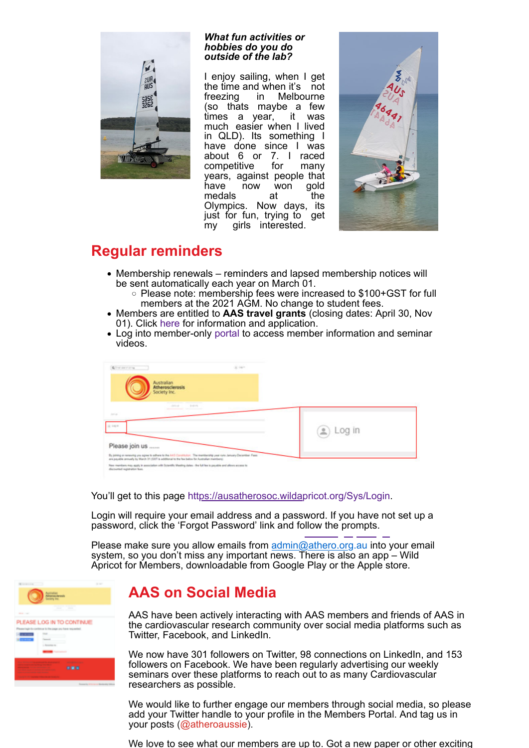***What fun activities or hobbies do you do outside of the lab?***

I enjoy sailing, when I get the time and when it's not freezing in Melbourne (so thats maybe a few times a year, it was much easier when I lived in QLD). Its something I have done since I was about 6 or 7. I raced competitive for many years, against people that have now won gold medals at the Olympics. Now days, its just for fun, trying to get my girls interested.

## Regular reminders

- Membership renewals – reminders and lapsed membership notices will be sent automatically each year on March 01.
  - Please note: membership fees were increased to $100+GST for full members at the 2021 AGM. No change to student fees.
- Members are entitled to **AAS travel grants** (closing dates: April 30, Nov 01). Click here for information and application.
- Log into member-only portal to access member information and seminar videos.

You'll get to this page https://ausatherosoc.wildapricot.org/Sys/Login.

Login will require your email address and a password. If you have not set up a password, click the 'Forgot Password' link and follow the prompts.

Please make sure you allow emails from admin@athero.org.au into your email system, so you don't miss any important news. There is also an app – Wild Apricot for Members, downloadable from Google Play or the Apple store.

## AAS on Social Media

AAS have been actively interacting with AAS members and friends of AAS in the cardiovascular research community over social media platforms such as Twitter, Facebook, and LinkedIn.

We now have 301 followers on Twitter, 98 connections on LinkedIn, and 153 followers on Facebook. We have been regularly advertising our weekly seminars over these platforms to reach out to as many Cardiovascular researchers as possible.

We would like to further engage our members through social media, so please add your Twitter handle to your profile in the Members Portal. And tag us in your posts (@atheroaussie).

We love to see what our members are up to. Got a new paper or other exciting